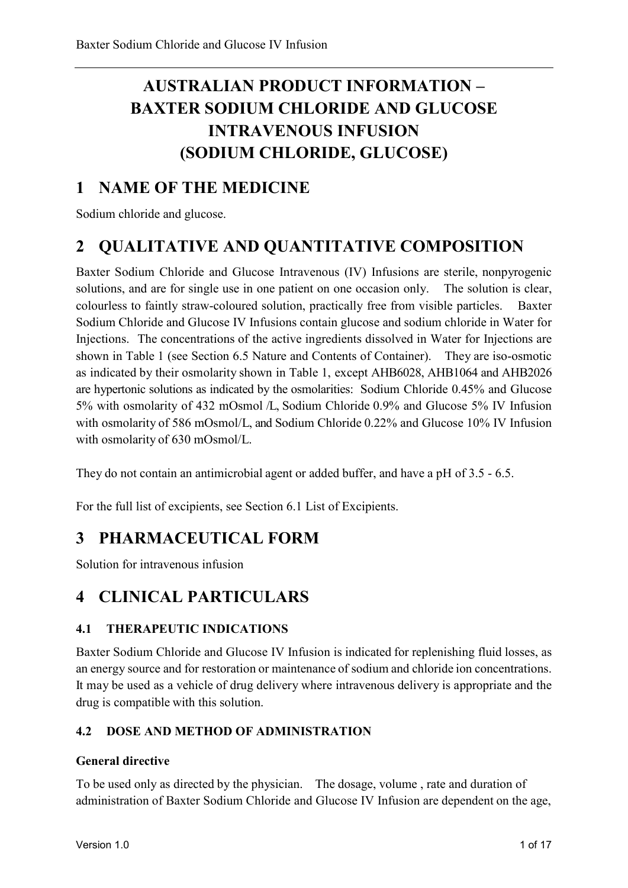# AUSTRALIAN PRODUCT INFORMATION – BAXTER SODIUM CHLORIDE AND GLUCOSE INTRAVENOUS INFUSION (SODIUM CHLORIDE, GLUCOSE)

## 1 NAME OF THE MEDICINE

Sodium chloride and glucose.

## 2 QUALITATIVE AND QUANTITATIVE COMPOSITION

Baxter Sodium Chloride and Glucose Intravenous (IV) Infusions are sterile, nonpyrogenic solutions, and are for single use in one patient on one occasion only. The solution is clear, colourless to faintly straw-coloured solution, practically free from visible particles. Baxter Sodium Chloride and Glucose IV Infusions contain glucose and sodium chloride in Water for Injections. The concentrations of the active ingredients dissolved in Water for Injections are shown in Table 1 (see Section 6.5 Nature and Contents of Container). They are iso-osmotic as indicated by their osmolarity shown in Table 1, except AHB6028, AHB1064 and AHB2026 are hypertonic solutions as indicated by the osmolarities: Sodium Chloride 0.45% and Glucose 5% with osmolarity of 432 mOsmol /L, Sodium Chloride 0.9% and Glucose 5% IV Infusion with osmolarity of 586 mOsmol/L, and Sodium Chloride 0.22% and Glucose 10% IV Infusion with osmolarity of 630 mOsmol/L.

They do not contain an antimicrobial agent or added buffer, and have a pH of 3.5 - 6.5.

For the full list of excipients, see Section 6.1 List of Excipients.

## 3 PHARMACEUTICAL FORM

Solution for intravenous infusion

## 4 CLINICAL PARTICULARS

### 4.1 THERAPEUTIC INDICATIONS

Baxter Sodium Chloride and Glucose IV Infusion is indicated for replenishing fluid losses, as an energy source and for restoration or maintenance of sodium and chloride ion concentrations. It may be used as a vehicle of drug delivery where intravenous delivery is appropriate and the drug is compatible with this solution.

### 4.2 DOSE AND METHOD OF ADMINISTRATION

**General directive**

To be used only as directed by the physician. The dosage, volume , rate and duration of administration of Baxter Sodium Chloride and Glucose IV Infusion are dependent on the age,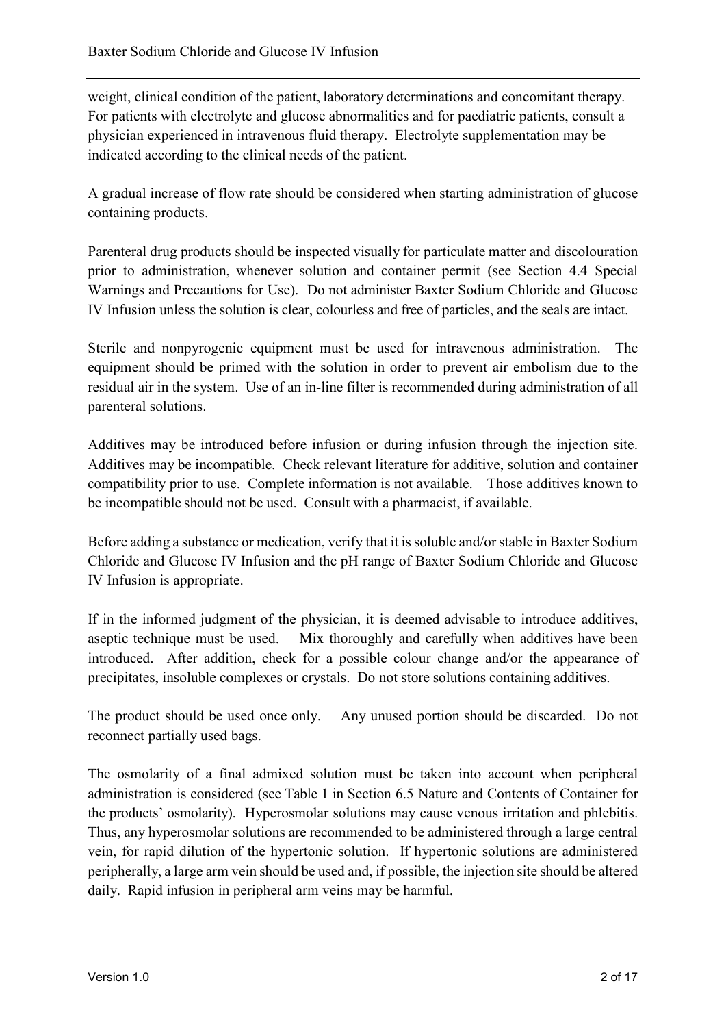weight, clinical condition of the patient, laboratory determinations and concomitant therapy. For patients with electrolyte and glucose abnormalities and for paediatric patients, consult a physician experienced in intravenous fluid therapy. Electrolyte supplementation may be indicated according to the clinical needs of the patient.

A gradual increase of flow rate should be considered when starting administration of glucose containing products.

Parenteral drug products should be inspected visually for particulate matter and discolouration prior to administration, whenever solution and container permit (see Section 4.4 Special Warnings and Precautions for Use). Do not administer Baxter Sodium Chloride and Glucose IV Infusion unless the solution is clear, colourless and free of particles, and the seals are intact.

Sterile and nonpyrogenic equipment must be used for intravenous administration. The equipment should be primed with the solution in order to prevent air embolism due to the residual air in the system. Use of an in-line filter is recommended during administration of all parenteral solutions.

Additives may be introduced before infusion or during infusion through the injection site. Additives may be incompatible. Check relevant literature for additive, solution and container compatibility prior to use. Complete information is not available. Those additives known to be incompatible should not be used. Consult with a pharmacist, if available.

Before adding a substance or medication, verify that it is soluble and/or stable in Baxter Sodium Chloride and Glucose IV Infusion and the pH range of Baxter Sodium Chloride and Glucose IV Infusion is appropriate.

If in the informed judgment of the physician, it is deemed advisable to introduce additives, aseptic technique must be used. Mix thoroughly and carefully when additives have been introduced. After addition, check for a possible colour change and/or the appearance of precipitates, insoluble complexes or crystals. Do not store solutions containing additives.

The product should be used once only. Any unused portion should be discarded. Do not reconnect partially used bags.

The osmolarity of a final admixed solution must be taken into account when peripheral administration is considered (see Table 1 in Section 6.5 Nature and Contents of Container for the products' osmolarity). Hyperosmolar solutions may cause venous irritation and phlebitis. Thus, any hyperosmolar solutions are recommended to be administered through a large central vein, for rapid dilution of the hypertonic solution. If hypertonic solutions are administered peripherally, a large arm vein should be used and, if possible, the injection site should be altered daily. Rapid infusion in peripheral arm veins may be harmful.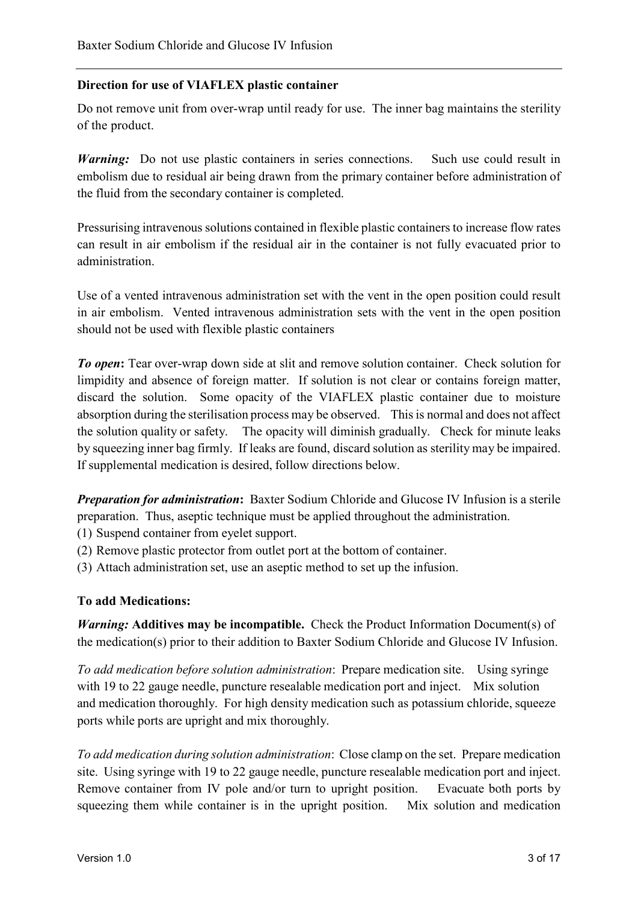**Direction for use of VIAFLEX plastic container**

Do not remove unit from over-wrap until ready for use. The inner bag maintains the sterility of the product.

***Warning:*** Do not use plastic containers in series connections. Such use could result in embolism due to residual air being drawn from the primary container before administration of the fluid from the secondary container is completed.

Pressurising intravenous solutions contained in flexible plastic containers to increase flow rates can result in air embolism if the residual air in the container is not fully evacuated prior to administration.

Use of a vented intravenous administration set with the vent in the open position could result in air embolism. Vented intravenous administration sets with the vent in the open position should not be used with flexible plastic containers

***To open*:** Tear over-wrap down side at slit and remove solution container. Check solution for limpidity and absence of foreign matter. If solution is not clear or contains foreign matter, discard the solution. Some opacity of the VIAFLEX plastic container due to moisture absorption during the sterilisation process may be observed. This is normal and does not affect the solution quality or safety. The opacity will diminish gradually. Check for minute leaks by squeezing inner bag firmly. If leaks are found, discard solution as sterility may be impaired. If supplemental medication is desired, follow directions below.

***Preparation for administration*:** Baxter Sodium Chloride and Glucose IV Infusion is a sterile preparation. Thus, aseptic technique must be applied throughout the administration.

(1) Suspend container from eyelet support.
(2) Remove plastic protector from outlet port at the bottom of container.
(3) Attach administration set, use an aseptic method to set up the infusion.

**To add Medications:**

***Warning:*** **Additives may be incompatible.** Check the Product Information Document(s) of the medication(s) prior to their addition to Baxter Sodium Chloride and Glucose IV Infusion.

*To add medication before solution administration*: Prepare medication site. Using syringe with 19 to 22 gauge needle, puncture resealable medication port and inject. Mix solution and medication thoroughly. For high density medication such as potassium chloride, squeeze ports while ports are upright and mix thoroughly.

*To add medication during solution administration*: Close clamp on the set. Prepare medication site. Using syringe with 19 to 22 gauge needle, puncture resealable medication port and inject. Remove container from IV pole and/or turn to upright position. Evacuate both ports by squeezing them while container is in the upright position. Mix solution and medication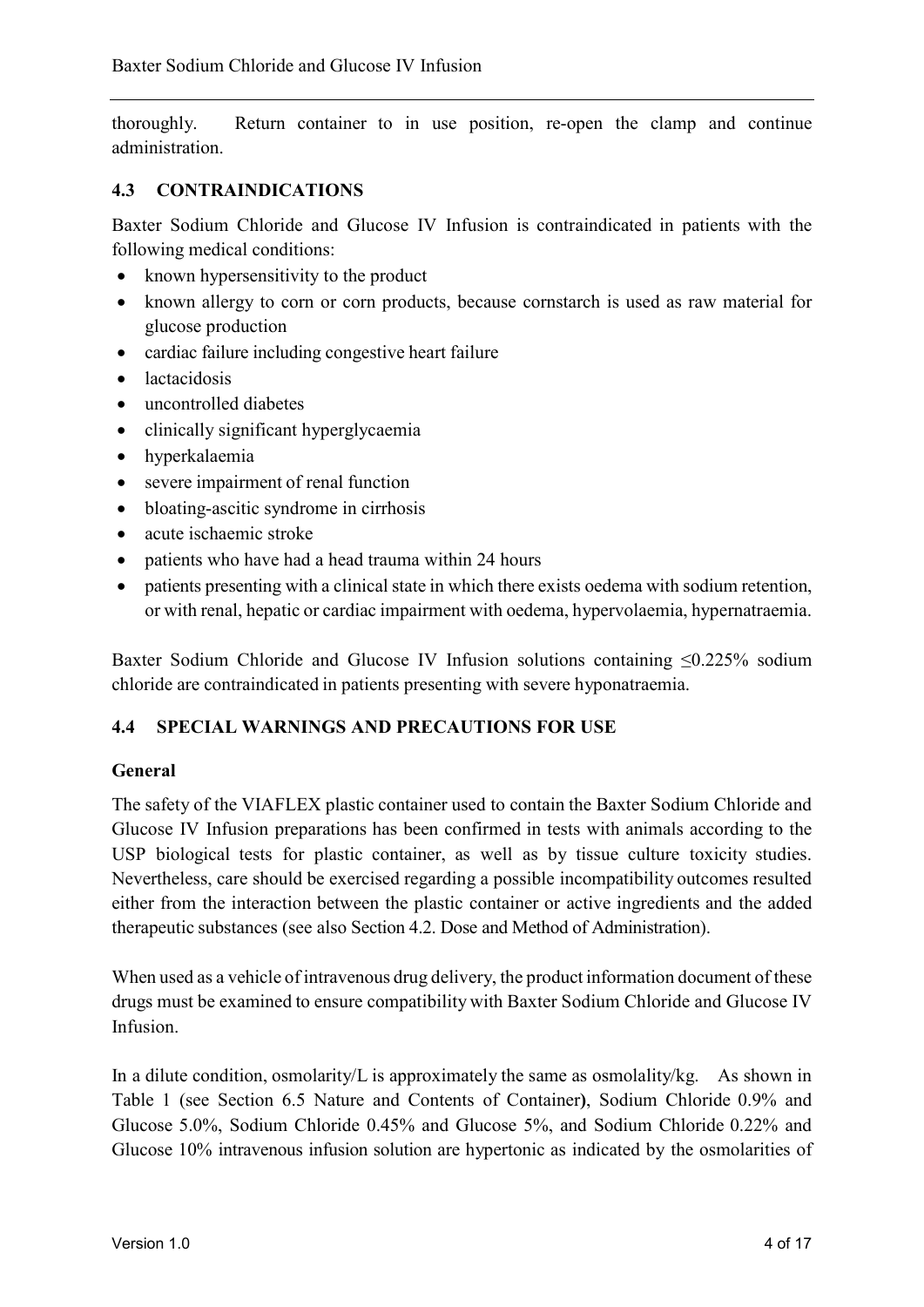thoroughly. Return container to in use position, re-open the clamp and continue administration.

## 4.3 CONTRAINDICATIONS

Baxter Sodium Chloride and Glucose IV Infusion is contraindicated in patients with the following medical conditions:

- known hypersensitivity to the product
- known allergy to corn or corn products, because cornstarch is used as raw material for glucose production
- cardiac failure including congestive heart failure
- lactacidosis
- uncontrolled diabetes
- clinically significant hyperglycaemia
- hyperkalaemia
- severe impairment of renal function
- bloating-ascitic syndrome in cirrhosis
- acute ischaemic stroke
- patients who have had a head trauma within 24 hours
- patients presenting with a clinical state in which there exists oedema with sodium retention, or with renal, hepatic or cardiac impairment with oedema, hypervolaemia, hypernatraemia.

Baxter Sodium Chloride and Glucose IV Infusion solutions containing ≤0.225% sodium chloride are contraindicated in patients presenting with severe hyponatraemia.

## 4.4 SPECIAL WARNINGS AND PRECAUTIONS FOR USE

### General

The safety of the VIAFLEX plastic container used to contain the Baxter Sodium Chloride and Glucose IV Infusion preparations has been confirmed in tests with animals according to the USP biological tests for plastic container, as well as by tissue culture toxicity studies. Nevertheless, care should be exercised regarding a possible incompatibility outcomes resulted either from the interaction between the plastic container or active ingredients and the added therapeutic substances (see also Section 4.2. Dose and Method of Administration).

When used as a vehicle of intravenous drug delivery, the product information document of these drugs must be examined to ensure compatibility with Baxter Sodium Chloride and Glucose IV Infusion.

In a dilute condition, osmolarity/L is approximately the same as osmolality/kg. As shown in Table 1 (see Section 6.5 Nature and Contents of Container**)**, Sodium Chloride 0.9% and Glucose 5.0%, Sodium Chloride 0.45% and Glucose 5%, and Sodium Chloride 0.22% and Glucose 10% intravenous infusion solution are hypertonic as indicated by the osmolarities of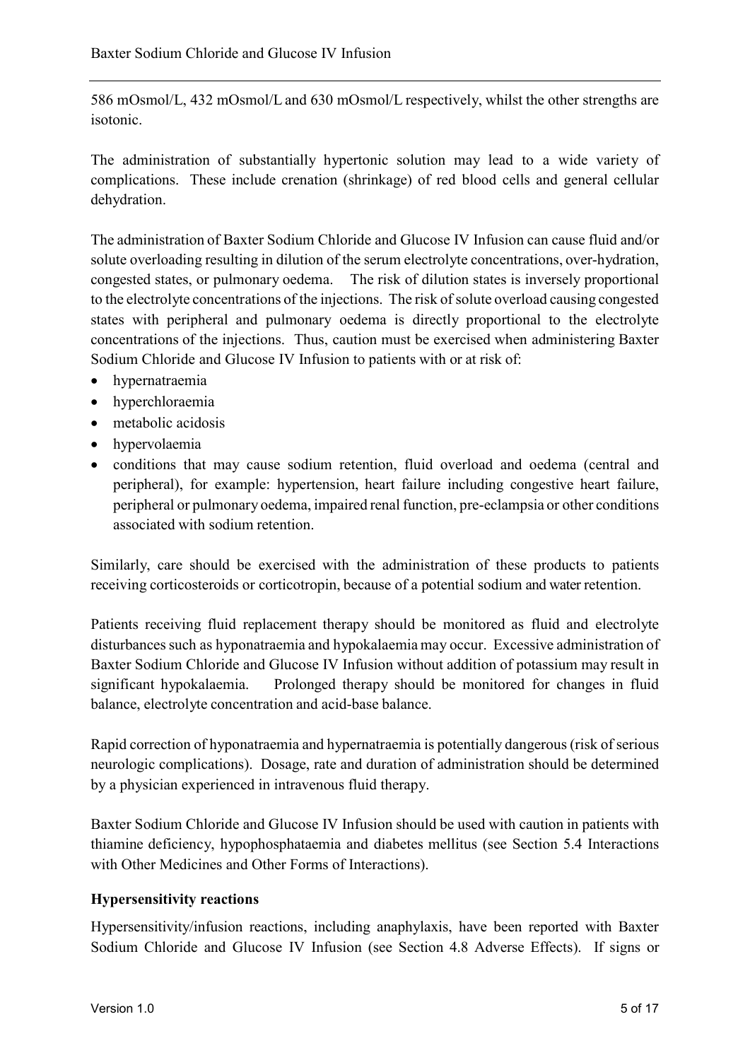586 mOsmol/L, 432 mOsmol/L and 630 mOsmol/L respectively, whilst the other strengths are isotonic.

The administration of substantially hypertonic solution may lead to a wide variety of complications. These include crenation (shrinkage) of red blood cells and general cellular dehydration.

The administration of Baxter Sodium Chloride and Glucose IV Infusion can cause fluid and/or solute overloading resulting in dilution of the serum electrolyte concentrations, over-hydration, congested states, or pulmonary oedema. The risk of dilution states is inversely proportional to the electrolyte concentrations of the injections. The risk of solute overload causing congested states with peripheral and pulmonary oedema is directly proportional to the electrolyte concentrations of the injections. Thus, caution must be exercised when administering Baxter Sodium Chloride and Glucose IV Infusion to patients with or at risk of:

- hypernatraemia
- hyperchloraemia
- metabolic acidosis
- hypervolaemia
- conditions that may cause sodium retention, fluid overload and oedema (central and peripheral), for example: hypertension, heart failure including congestive heart failure, peripheral or pulmonary oedema, impaired renal function, pre-eclampsia or other conditions associated with sodium retention.

Similarly, care should be exercised with the administration of these products to patients receiving corticosteroids or corticotropin, because of a potential sodium and water retention.

Patients receiving fluid replacement therapy should be monitored as fluid and electrolyte disturbances such as hyponatraemia and hypokalaemia may occur. Excessive administration of Baxter Sodium Chloride and Glucose IV Infusion without addition of potassium may result in significant hypokalaemia. Prolonged therapy should be monitored for changes in fluid balance, electrolyte concentration and acid-base balance.

Rapid correction of hyponatraemia and hypernatraemia is potentially dangerous (risk of serious neurologic complications). Dosage, rate and duration of administration should be determined by a physician experienced in intravenous fluid therapy.

Baxter Sodium Chloride and Glucose IV Infusion should be used with caution in patients with thiamine deficiency, hypophosphataemia and diabetes mellitus (see Section 5.4 Interactions with Other Medicines and Other Forms of Interactions).

**Hypersensitivity reactions**

Hypersensitivity/infusion reactions, including anaphylaxis, have been reported with Baxter Sodium Chloride and Glucose IV Infusion (see Section 4.8 Adverse Effects). If signs or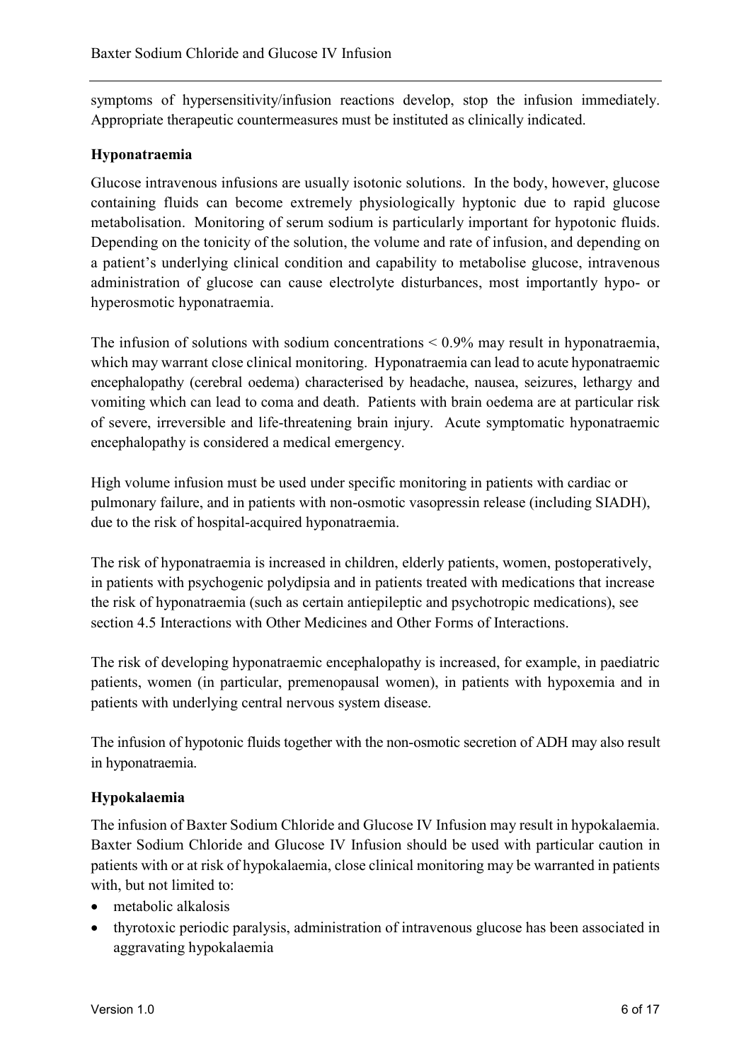symptoms of hypersensitivity/infusion reactions develop, stop the infusion immediately. Appropriate therapeutic countermeasures must be instituted as clinically indicated.

**Hyponatraemia**

Glucose intravenous infusions are usually isotonic solutions. In the body, however, glucose containing fluids can become extremely physiologically hyptonic due to rapid glucose metabolisation. Monitoring of serum sodium is particularly important for hypotonic fluids. Depending on the tonicity of the solution, the volume and rate of infusion, and depending on a patient's underlying clinical condition and capability to metabolise glucose, intravenous administration of glucose can cause electrolyte disturbances, most importantly hypo- or hyperosmotic hyponatraemia.

The infusion of solutions with sodium concentrations < 0.9% may result in hyponatraemia, which may warrant close clinical monitoring. Hyponatraemia can lead to acute hyponatraemic encephalopathy (cerebral oedema) characterised by headache, nausea, seizures, lethargy and vomiting which can lead to coma and death. Patients with brain oedema are at particular risk of severe, irreversible and life-threatening brain injury. Acute symptomatic hyponatraemic encephalopathy is considered a medical emergency.

High volume infusion must be used under specific monitoring in patients with cardiac or pulmonary failure, and in patients with non-osmotic vasopressin release (including SIADH), due to the risk of hospital-acquired hyponatraemia.

The risk of hyponatraemia is increased in children, elderly patients, women, postoperatively, in patients with psychogenic polydipsia and in patients treated with medications that increase the risk of hyponatraemia (such as certain antiepileptic and psychotropic medications), see section 4.5 Interactions with Other Medicines and Other Forms of Interactions.

The risk of developing hyponatraemic encephalopathy is increased, for example, in paediatric patients, women (in particular, premenopausal women), in patients with hypoxemia and in patients with underlying central nervous system disease.

The infusion of hypotonic fluids together with the non-osmotic secretion of ADH may also result in hyponatraemia.

**Hypokalaemia**

The infusion of Baxter Sodium Chloride and Glucose IV Infusion may result in hypokalaemia. Baxter Sodium Chloride and Glucose IV Infusion should be used with particular caution in patients with or at risk of hypokalaemia, close clinical monitoring may be warranted in patients with, but not limited to:

- metabolic alkalosis
- thyrotoxic periodic paralysis, administration of intravenous glucose has been associated in aggravating hypokalaemia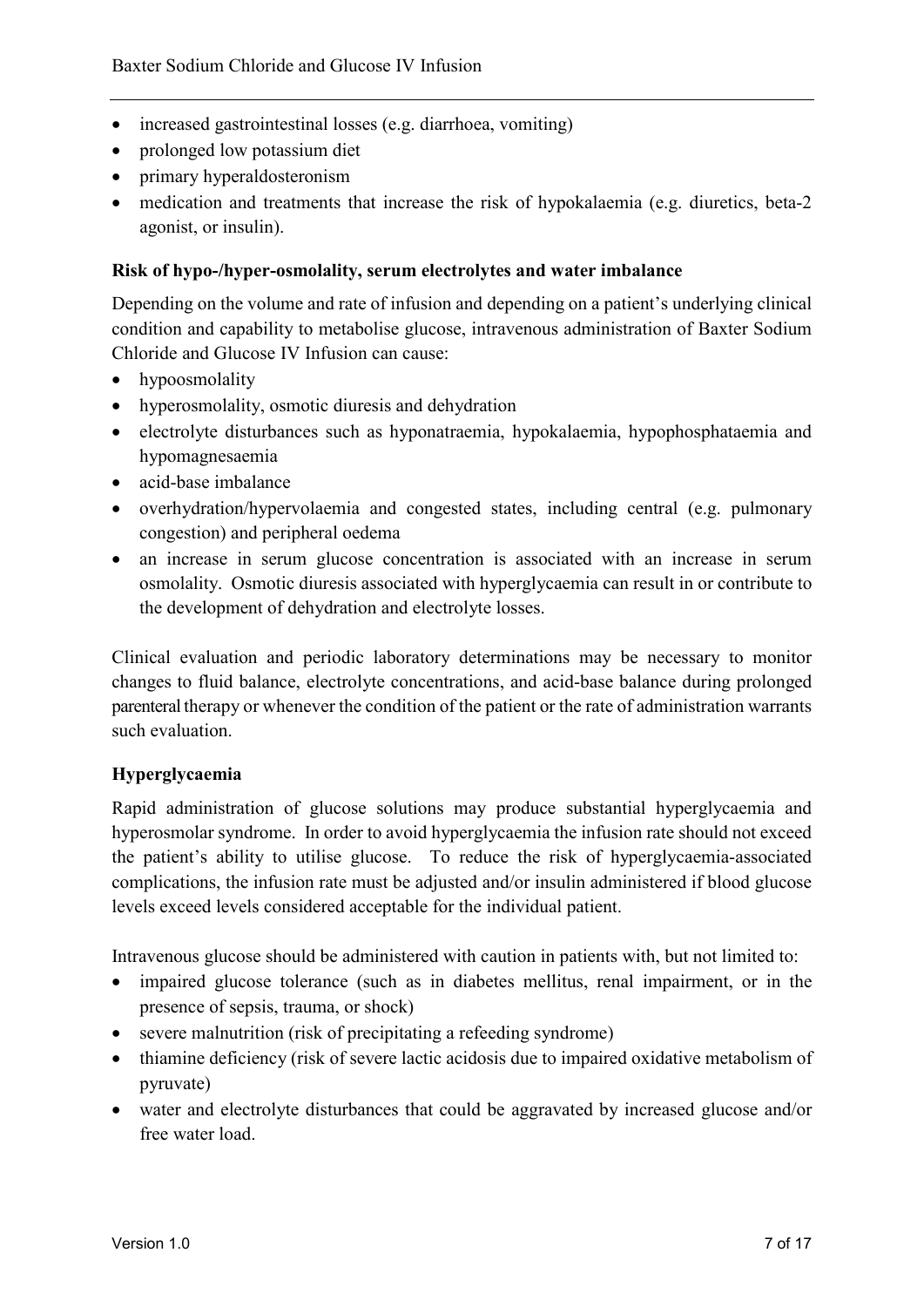- increased gastrointestinal losses (e.g. diarrhoea, vomiting)
- prolonged low potassium diet
- primary hyperaldosteronism
- medication and treatments that increase the risk of hypokalaemia (e.g. diuretics, beta-2 agonist, or insulin).

**Risk of hypo-/hyper-osmolality, serum electrolytes and water imbalance**

Depending on the volume and rate of infusion and depending on a patient's underlying clinical condition and capability to metabolise glucose, intravenous administration of Baxter Sodium Chloride and Glucose IV Infusion can cause:

- hypoosmolality
- hyperosmolality, osmotic diuresis and dehydration
- electrolyte disturbances such as hyponatraemia, hypokalaemia, hypophosphataemia and hypomagnesaemia
- acid-base imbalance
- overhydration/hypervolaemia and congested states, including central (e.g. pulmonary congestion) and peripheral oedema
- an increase in serum glucose concentration is associated with an increase in serum osmolality. Osmotic diuresis associated with hyperglycaemia can result in or contribute to the development of dehydration and electrolyte losses.

Clinical evaluation and periodic laboratory determinations may be necessary to monitor changes to fluid balance, electrolyte concentrations, and acid-base balance during prolonged parenteral therapy or whenever the condition of the patient or the rate of administration warrants such evaluation.

**Hyperglycaemia**

Rapid administration of glucose solutions may produce substantial hyperglycaemia and hyperosmolar syndrome. In order to avoid hyperglycaemia the infusion rate should not exceed the patient's ability to utilise glucose. To reduce the risk of hyperglycaemia-associated complications, the infusion rate must be adjusted and/or insulin administered if blood glucose levels exceed levels considered acceptable for the individual patient.

Intravenous glucose should be administered with caution in patients with, but not limited to:

- impaired glucose tolerance (such as in diabetes mellitus, renal impairment, or in the presence of sepsis, trauma, or shock)
- severe malnutrition (risk of precipitating a refeeding syndrome)
- thiamine deficiency (risk of severe lactic acidosis due to impaired oxidative metabolism of pyruvate)
- water and electrolyte disturbances that could be aggravated by increased glucose and/or free water load.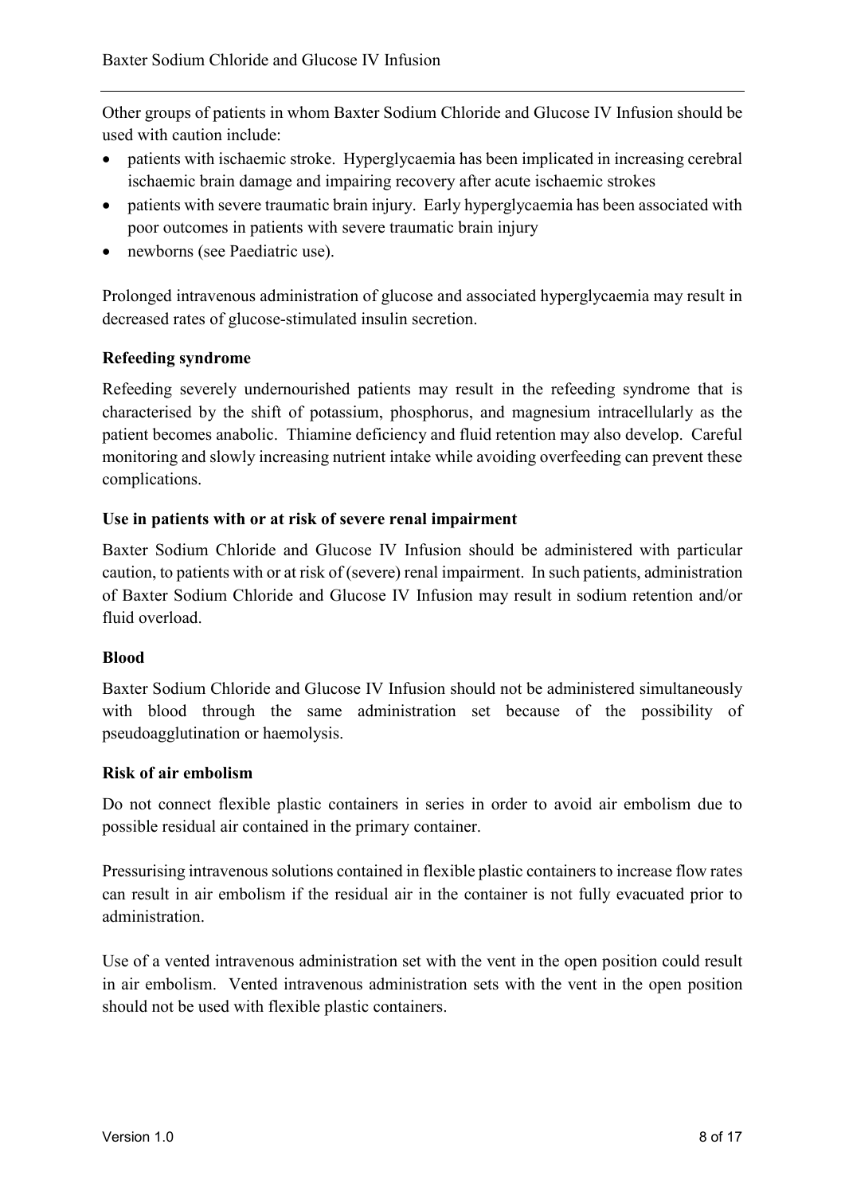Other groups of patients in whom Baxter Sodium Chloride and Glucose IV Infusion should be used with caution include:

- patients with ischaemic stroke. Hyperglycaemia has been implicated in increasing cerebral ischaemic brain damage and impairing recovery after acute ischaemic strokes
- patients with severe traumatic brain injury. Early hyperglycaemia has been associated with poor outcomes in patients with severe traumatic brain injury
- newborns (see Paediatric use).

Prolonged intravenous administration of glucose and associated hyperglycaemia may result in decreased rates of glucose-stimulated insulin secretion.

**Refeeding syndrome**

Refeeding severely undernourished patients may result in the refeeding syndrome that is characterised by the shift of potassium, phosphorus, and magnesium intracellularly as the patient becomes anabolic. Thiamine deficiency and fluid retention may also develop. Careful monitoring and slowly increasing nutrient intake while avoiding overfeeding can prevent these complications.

**Use in patients with or at risk of severe renal impairment**

Baxter Sodium Chloride and Glucose IV Infusion should be administered with particular caution, to patients with or at risk of (severe) renal impairment. In such patients, administration of Baxter Sodium Chloride and Glucose IV Infusion may result in sodium retention and/or fluid overload.

**Blood**

Baxter Sodium Chloride and Glucose IV Infusion should not be administered simultaneously with blood through the same administration set because of the possibility of pseudoagglutination or haemolysis.

**Risk of air embolism**

Do not connect flexible plastic containers in series in order to avoid air embolism due to possible residual air contained in the primary container.

Pressurising intravenous solutions contained in flexible plastic containers to increase flow rates can result in air embolism if the residual air in the container is not fully evacuated prior to administration.

Use of a vented intravenous administration set with the vent in the open position could result in air embolism. Vented intravenous administration sets with the vent in the open position should not be used with flexible plastic containers.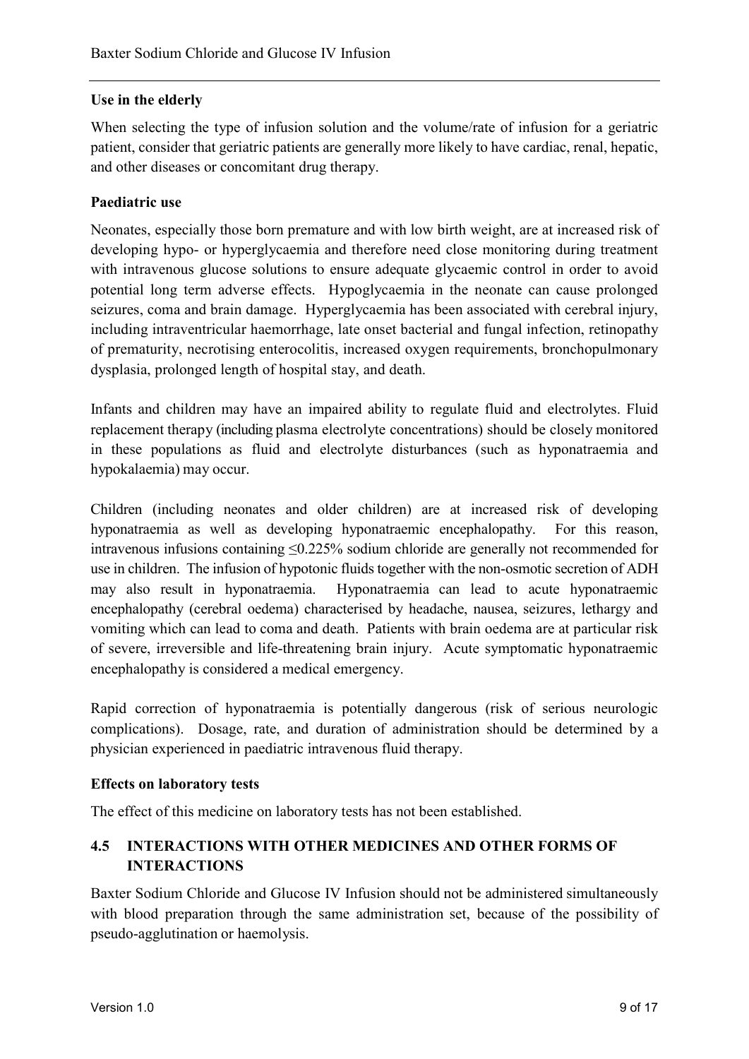### Use in the elderly

When selecting the type of infusion solution and the volume/rate of infusion for a geriatric patient, consider that geriatric patients are generally more likely to have cardiac, renal, hepatic, and other diseases or concomitant drug therapy.

### Paediatric use

Neonates, especially those born premature and with low birth weight, are at increased risk of developing hypo- or hyperglycaemia and therefore need close monitoring during treatment with intravenous glucose solutions to ensure adequate glycaemic control in order to avoid potential long term adverse effects. Hypoglycaemia in the neonate can cause prolonged seizures, coma and brain damage. Hyperglycaemia has been associated with cerebral injury, including intraventricular haemorrhage, late onset bacterial and fungal infection, retinopathy of prematurity, necrotising enterocolitis, increased oxygen requirements, bronchopulmonary dysplasia, prolonged length of hospital stay, and death.

Infants and children may have an impaired ability to regulate fluid and electrolytes. Fluid replacement therapy (including plasma electrolyte concentrations) should be closely monitored in these populations as fluid and electrolyte disturbances (such as hyponatraemia and hypokalaemia) may occur.

Children (including neonates and older children) are at increased risk of developing hyponatraemia as well as developing hyponatraemic encephalopathy. For this reason, intravenous infusions containing ≤0.225% sodium chloride are generally not recommended for use in children. The infusion of hypotonic fluids together with the non-osmotic secretion of ADH may also result in hyponatraemia. Hyponatraemia can lead to acute hyponatraemic encephalopathy (cerebral oedema) characterised by headache, nausea, seizures, lethargy and vomiting which can lead to coma and death. Patients with brain oedema are at particular risk of severe, irreversible and life-threatening brain injury. Acute symptomatic hyponatraemic encephalopathy is considered a medical emergency.

Rapid correction of hyponatraemia is potentially dangerous (risk of serious neurologic complications). Dosage, rate, and duration of administration should be determined by a physician experienced in paediatric intravenous fluid therapy.

### Effects on laboratory tests

The effect of this medicine on laboratory tests has not been established.

## 4.5 INTERACTIONS WITH OTHER MEDICINES AND OTHER FORMS OF INTERACTIONS

Baxter Sodium Chloride and Glucose IV Infusion should not be administered simultaneously with blood preparation through the same administration set, because of the possibility of pseudo-agglutination or haemolysis.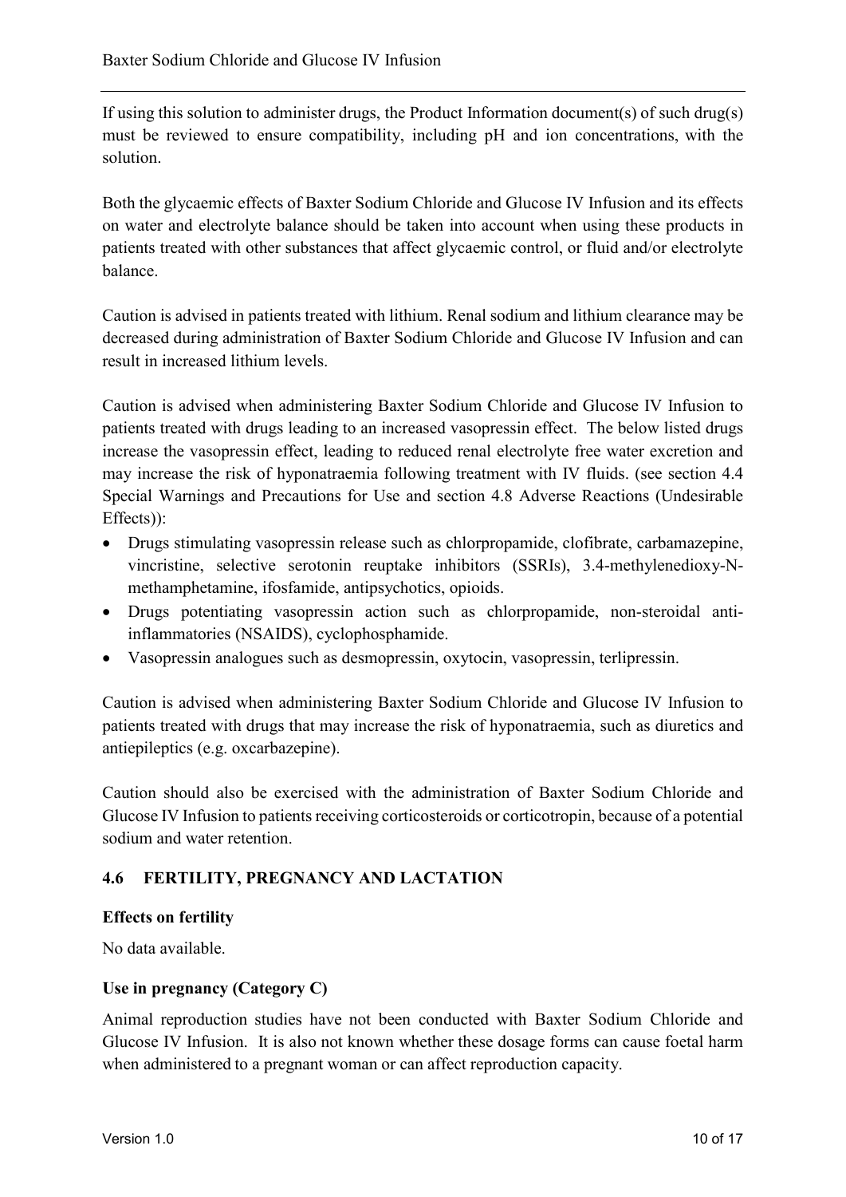If using this solution to administer drugs, the Product Information document(s) of such drug(s) must be reviewed to ensure compatibility, including pH and ion concentrations, with the solution.

Both the glycaemic effects of Baxter Sodium Chloride and Glucose IV Infusion and its effects on water and electrolyte balance should be taken into account when using these products in patients treated with other substances that affect glycaemic control, or fluid and/or electrolyte balance.

Caution is advised in patients treated with lithium. Renal sodium and lithium clearance may be decreased during administration of Baxter Sodium Chloride and Glucose IV Infusion and can result in increased lithium levels.

Caution is advised when administering Baxter Sodium Chloride and Glucose IV Infusion to patients treated with drugs leading to an increased vasopressin effect. The below listed drugs increase the vasopressin effect, leading to reduced renal electrolyte free water excretion and may increase the risk of hyponatraemia following treatment with IV fluids. (see section 4.4 Special Warnings and Precautions for Use and section 4.8 Adverse Reactions (Undesirable Effects)):

- Drugs stimulating vasopressin release such as chlorpropamide, clofibrate, carbamazepine, vincristine, selective serotonin reuptake inhibitors (SSRIs), 3.4-methylenedioxy-N-methamphetamine, ifosfamide, antipsychotics, opioids.
- Drugs potentiating vasopressin action such as chlorpropamide, non-steroidal anti-inflammatories (NSAIDS), cyclophosphamide.
- Vasopressin analogues such as desmopressin, oxytocin, vasopressin, terlipressin.

Caution is advised when administering Baxter Sodium Chloride and Glucose IV Infusion to patients treated with drugs that may increase the risk of hyponatraemia, such as diuretics and antiepileptics (e.g. oxcarbazepine).

Caution should also be exercised with the administration of Baxter Sodium Chloride and Glucose IV Infusion to patients receiving corticosteroids or corticotropin, because of a potential sodium and water retention.

## 4.6 FERTILITY, PREGNANCY AND LACTATION

**Effects on fertility**

No data available.

**Use in pregnancy (Category C)**

Animal reproduction studies have not been conducted with Baxter Sodium Chloride and Glucose IV Infusion. It is also not known whether these dosage forms can cause foetal harm when administered to a pregnant woman or can affect reproduction capacity.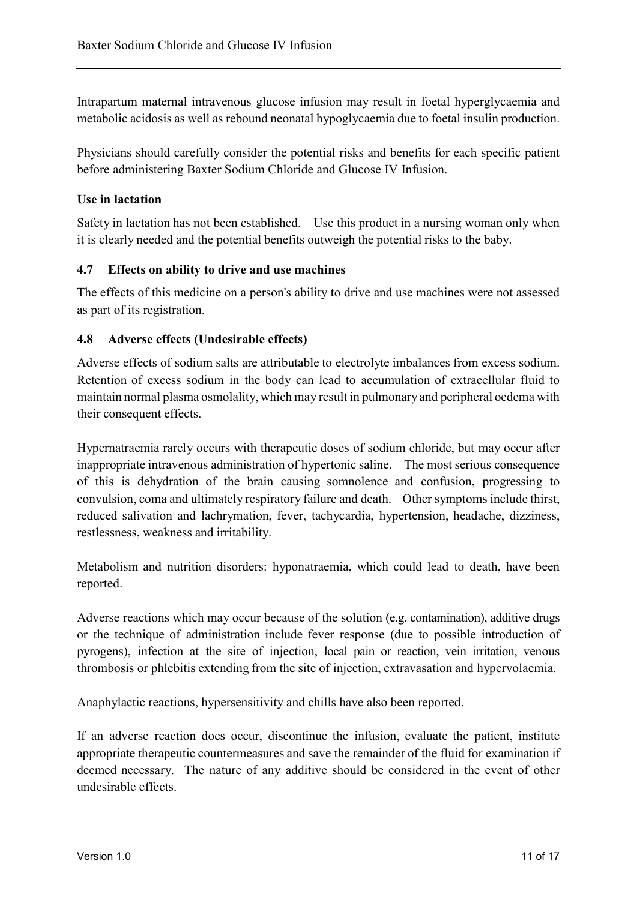Intrapartum maternal intravenous glucose infusion may result in foetal hyperglycaemia and metabolic acidosis as well as rebound neonatal hypoglycaemia due to foetal insulin production.

Physicians should carefully consider the potential risks and benefits for each specific patient before administering Baxter Sodium Chloride and Glucose IV Infusion.

**Use in lactation**

Safety in lactation has not been established. Use this product in a nursing woman only when it is clearly needed and the potential benefits outweigh the potential risks to the baby.

### 4.7 Effects on ability to drive and use machines

The effects of this medicine on a person's ability to drive and use machines were not assessed as part of its registration.

### 4.8 Adverse effects (Undesirable effects)

Adverse effects of sodium salts are attributable to electrolyte imbalances from excess sodium. Retention of excess sodium in the body can lead to accumulation of extracellular fluid to maintain normal plasma osmolality, which may result in pulmonary and peripheral oedema with their consequent effects.

Hypernatraemia rarely occurs with therapeutic doses of sodium chloride, but may occur after inappropriate intravenous administration of hypertonic saline. The most serious consequence of this is dehydration of the brain causing somnolence and confusion, progressing to convulsion, coma and ultimately respiratory failure and death. Other symptoms include thirst, reduced salivation and lachrymation, fever, tachycardia, hypertension, headache, dizziness, restlessness, weakness and irritability.

Metabolism and nutrition disorders: hyponatraemia, which could lead to death, have been reported.

Adverse reactions which may occur because of the solution (e.g. contamination), additive drugs or the technique of administration include fever response (due to possible introduction of pyrogens), infection at the site of injection, local pain or reaction, vein irritation, venous thrombosis or phlebitis extending from the site of injection, extravasation and hypervolaemia.

Anaphylactic reactions, hypersensitivity and chills have also been reported.

If an adverse reaction does occur, discontinue the infusion, evaluate the patient, institute appropriate therapeutic countermeasures and save the remainder of the fluid for examination if deemed necessary. The nature of any additive should be considered in the event of other undesirable effects.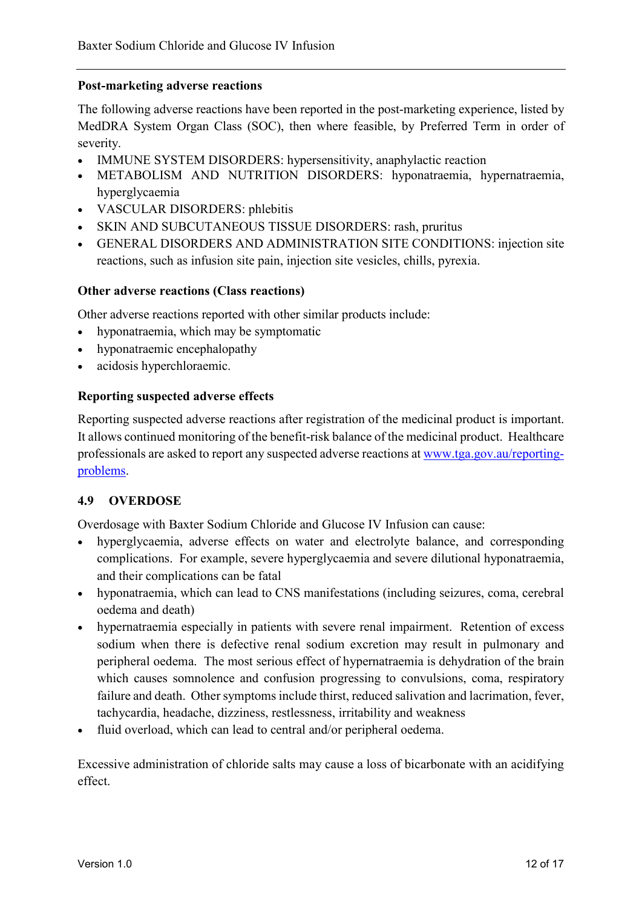**Post-marketing adverse reactions**

The following adverse reactions have been reported in the post-marketing experience, listed by MedDRA System Organ Class (SOC), then where feasible, by Preferred Term in order of severity.

- IMMUNE SYSTEM DISORDERS: hypersensitivity, anaphylactic reaction
- METABOLISM AND NUTRITION DISORDERS: hyponatraemia, hypernatraemia, hyperglycaemia
- VASCULAR DISORDERS: phlebitis
- SKIN AND SUBCUTANEOUS TISSUE DISORDERS: rash, pruritus
- GENERAL DISORDERS AND ADMINISTRATION SITE CONDITIONS: injection site reactions, such as infusion site pain, injection site vesicles, chills, pyrexia.

**Other adverse reactions (Class reactions)**

Other adverse reactions reported with other similar products include:

- hyponatraemia, which may be symptomatic
- hyponatraemic encephalopathy
- acidosis hyperchloraemic.

**Reporting suspected adverse effects**

Reporting suspected adverse reactions after registration of the medicinal product is important. It allows continued monitoring of the benefit-risk balance of the medicinal product. Healthcare professionals are asked to report any suspected adverse reactions at [www.tga.gov.au/reporting-problems](http://www.tga.gov.au/reporting-problems).

## 4.9 OVERDOSE

Overdosage with Baxter Sodium Chloride and Glucose IV Infusion can cause:

- hyperglycaemia, adverse effects on water and electrolyte balance, and corresponding complications. For example, severe hyperglycaemia and severe dilutional hyponatraemia, and their complications can be fatal
- hyponatraemia, which can lead to CNS manifestations (including seizures, coma, cerebral oedema and death)
- hypernatraemia especially in patients with severe renal impairment. Retention of excess sodium when there is defective renal sodium excretion may result in pulmonary and peripheral oedema. The most serious effect of hypernatraemia is dehydration of the brain which causes somnolence and confusion progressing to convulsions, coma, respiratory failure and death. Other symptoms include thirst, reduced salivation and lacrimation, fever, tachycardia, headache, dizziness, restlessness, irritability and weakness
- fluid overload, which can lead to central and/or peripheral oedema.

Excessive administration of chloride salts may cause a loss of bicarbonate with an acidifying effect.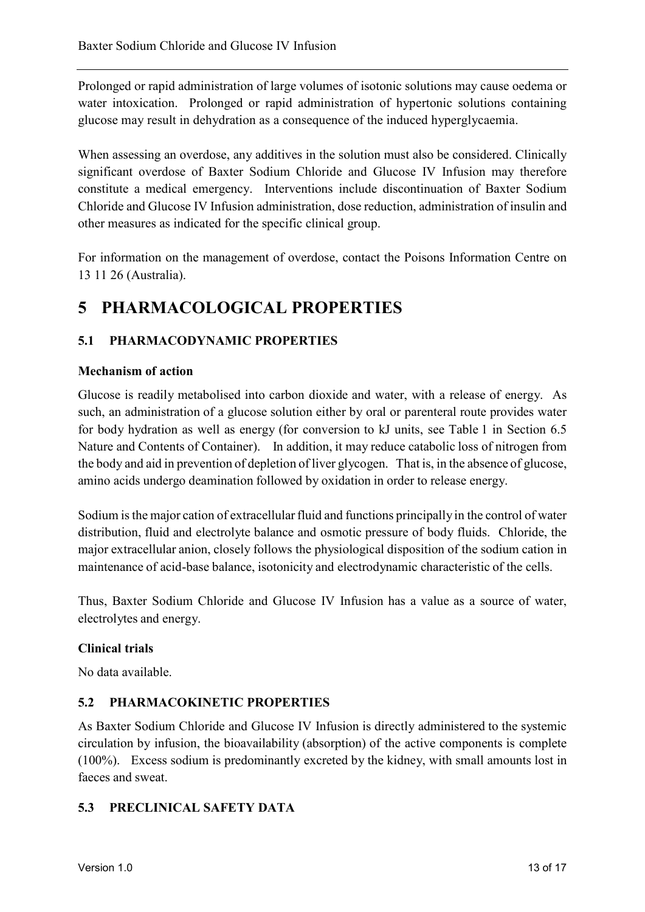Prolonged or rapid administration of large volumes of isotonic solutions may cause oedema or water intoxication. Prolonged or rapid administration of hypertonic solutions containing glucose may result in dehydration as a consequence of the induced hyperglycaemia.

When assessing an overdose, any additives in the solution must also be considered. Clinically significant overdose of Baxter Sodium Chloride and Glucose IV Infusion may therefore constitute a medical emergency. Interventions include discontinuation of Baxter Sodium Chloride and Glucose IV Infusion administration, dose reduction, administration of insulin and other measures as indicated for the specific clinical group.

For information on the management of overdose, contact the Poisons Information Centre on 13 11 26 (Australia).

# 5 PHARMACOLOGICAL PROPERTIES

## 5.1 PHARMACODYNAMIC PROPERTIES

### Mechanism of action

Glucose is readily metabolised into carbon dioxide and water, with a release of energy. As such, an administration of a glucose solution either by oral or parenteral route provides water for body hydration as well as energy (for conversion to kJ units, see Table 1 in Section 6.5 Nature and Contents of Container). In addition, it may reduce catabolic loss of nitrogen from the body and aid in prevention of depletion of liver glycogen. That is, in the absence of glucose, amino acids undergo deamination followed by oxidation in order to release energy.

Sodium is the major cation of extracellular fluid and functions principally in the control of water distribution, fluid and electrolyte balance and osmotic pressure of body fluids. Chloride, the major extracellular anion, closely follows the physiological disposition of the sodium cation in maintenance of acid-base balance, isotonicity and electrodynamic characteristic of the cells.

Thus, Baxter Sodium Chloride and Glucose IV Infusion has a value as a source of water, electrolytes and energy.

### Clinical trials

No data available.

## 5.2 PHARMACOKINETIC PROPERTIES

As Baxter Sodium Chloride and Glucose IV Infusion is directly administered to the systemic circulation by infusion, the bioavailability (absorption) of the active components is complete (100%). Excess sodium is predominantly excreted by the kidney, with small amounts lost in faeces and sweat.

## 5.3 PRECLINICAL SAFETY DATA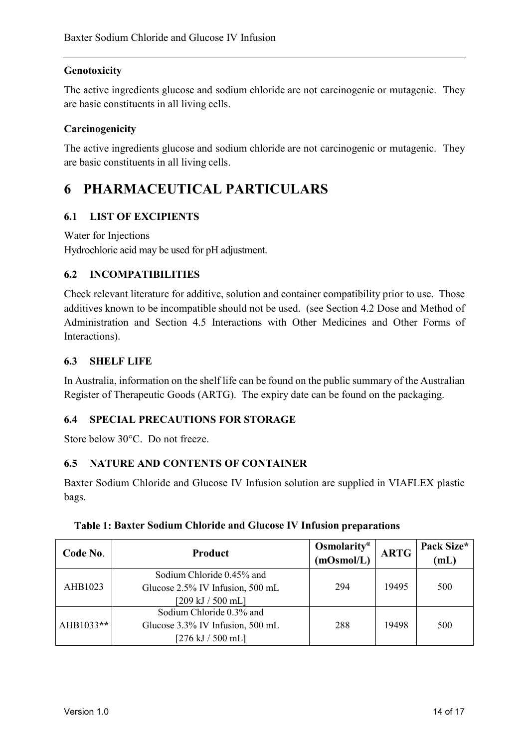### Genotoxicity

The active ingredients glucose and sodium chloride are not carcinogenic or mutagenic. They are basic constituents in all living cells.

### Carcinogenicity

The active ingredients glucose and sodium chloride are not carcinogenic or mutagenic. They are basic constituents in all living cells.

# 6 PHARMACEUTICAL PARTICULARS

## 6.1 LIST OF EXCIPIENTS

Water for Injections
Hydrochloric acid may be used for pH adjustment.

## 6.2 INCOMPATIBILITIES

Check relevant literature for additive, solution and container compatibility prior to use. Those additives known to be incompatible should not be used. (see Section 4.2 Dose and Method of Administration and Section 4.5 Interactions with Other Medicines and Other Forms of Interactions).

## 6.3 SHELF LIFE

In Australia, information on the shelf life can be found on the public summary of the Australian Register of Therapeutic Goods (ARTG). The expiry date can be found on the packaging.

## 6.4 SPECIAL PRECAUTIONS FOR STORAGE

Store below 30°C. Do not freeze.

## 6.5 NATURE AND CONTENTS OF CONTAINER

Baxter Sodium Chloride and Glucose IV Infusion solution are supplied in VIAFLEX plastic bags.

**Table 1: Baxter Sodium Chloride and Glucose IV Infusion preparations**

| Code No. | Product | Osmolarity$^{\alpha}$ (mOsmol/L) | ARTG | Pack Size* (mL) |
|---|---|---|---|---|
| AHB1023 | Sodium Chloride 0.45% and Glucose 2.5% IV Infusion, 500 mL [209 kJ / 500 mL] | 294 | 19495 | 500 |
| AHB1033** | Sodium Chloride 0.3% and Glucose 3.3% IV Infusion, 500 mL [276 kJ / 500 mL] | 288 | 19498 | 500 |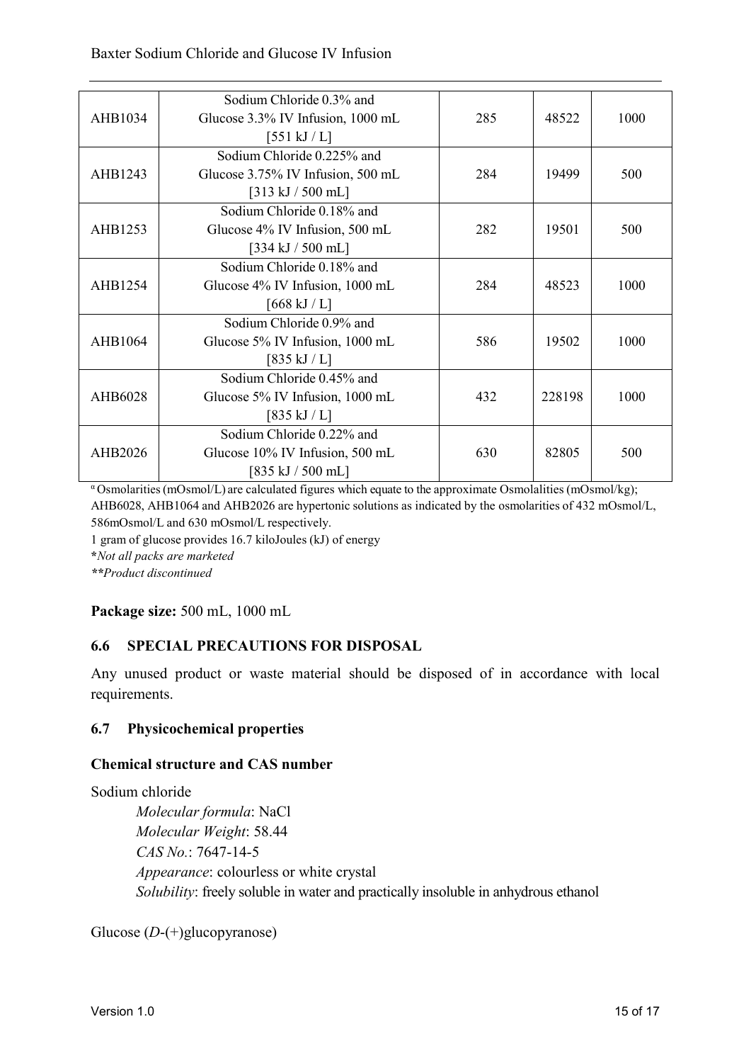| AHB1034 | Sodium Chloride 0.3% and Glucose 3.3% IV Infusion, 1000 mL [551 kJ / L] | 285 | 48522 | 1000 |
|---|---|---|---|---|
| AHB1243 | Sodium Chloride 0.225% and Glucose 3.75% IV Infusion, 500 mL [313 kJ / 500 mL] | 284 | 19499 | 500 |
| AHB1253 | Sodium Chloride 0.18% and Glucose 4% IV Infusion, 500 mL [334 kJ / 500 mL] | 282 | 19501 | 500 |
| AHB1254 | Sodium Chloride 0.18% and Glucose 4% IV Infusion, 1000 mL [668 kJ / L] | 284 | 48523 | 1000 |
| AHB1064 | Sodium Chloride 0.9% and Glucose 5% IV Infusion, 1000 mL [835 kJ / L] | 586 | 19502 | 1000 |
| AHB6028 | Sodium Chloride 0.45% and Glucose 5% IV Infusion, 1000 mL [835 kJ / L] | 432 | 228198 | 1000 |
| AHB2026 | Sodium Chloride 0.22% and Glucose 10% IV Infusion, 500 mL [835 kJ / 500 mL] | 630 | 82805 | 500 |

[α] Osmolarities (mOsmol/L) are calculated figures which equate to the approximate Osmolalities (mOsmol/kg); AHB6028, AHB1064 and AHB2026 are hypertonic solutions as indicated by the osmolarities of 432 mOsmol/L, 586mOsmol/L and 630 mOsmol/L respectively.

1 gram of glucose provides 16.7 kiloJoules (kJ) of energy

*\*Not all packs are marketed*

*\*\*Product discontinued*

**Package size:** 500 mL, 1000 mL

## 6.6 SPECIAL PRECAUTIONS FOR DISPOSAL

Any unused product or waste material should be disposed of in accordance with local requirements.

## 6.7 Physicochemical properties

### Chemical structure and CAS number

Sodium chloride

*Molecular formula*: NaCl
*Molecular Weight*: 58.44
*CAS No.*: 7647-14-5
*Appearance*: colourless or white crystal
*Solubility*: freely soluble in water and practically insoluble in anhydrous ethanol

Glucose (*D*-(+)glucopyranose)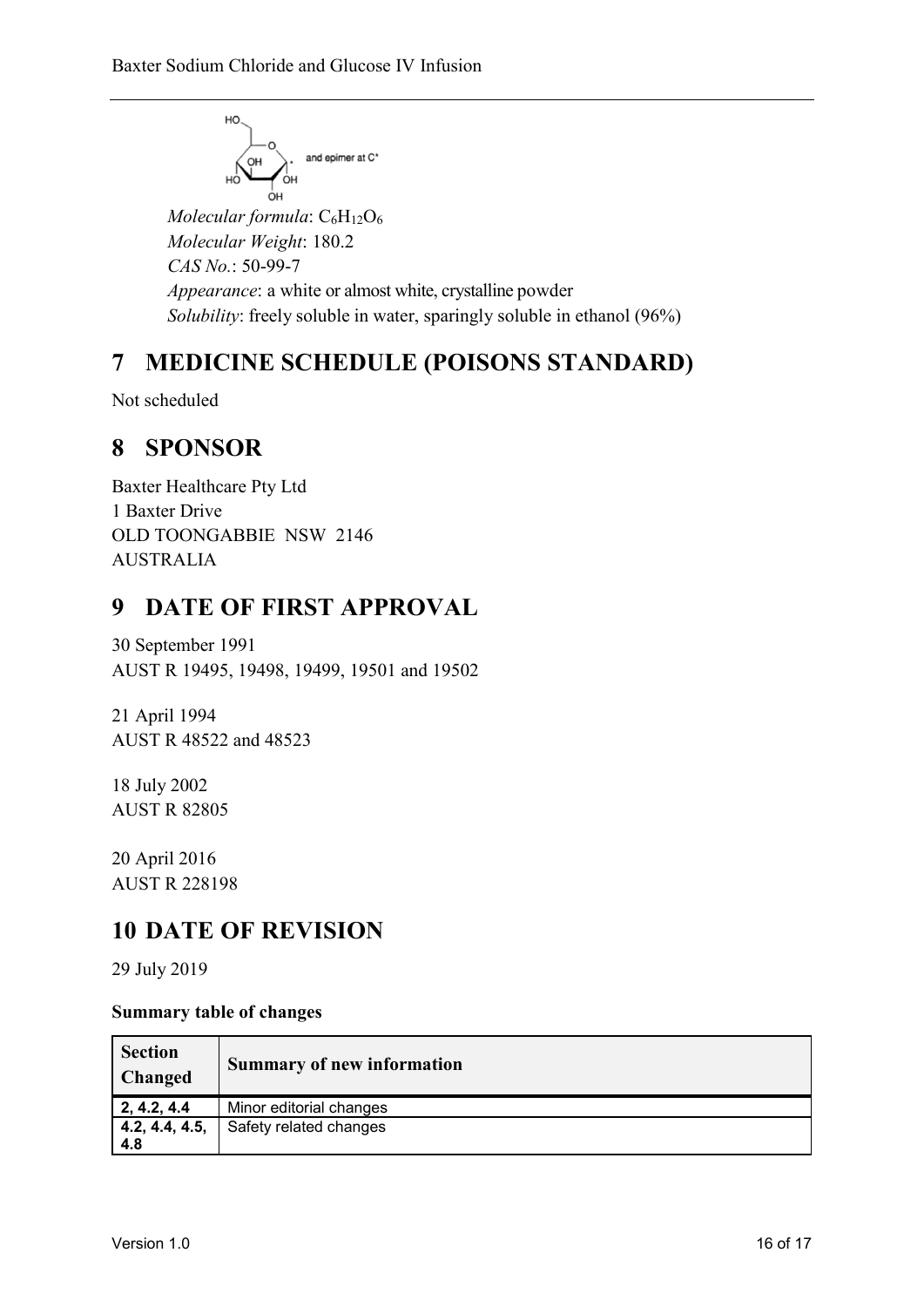*Molecular formula*: $C_6H_{12}O_6$
*Molecular Weight*: 180.2
*CAS No.*: 50-99-7
*Appearance*: a white or almost white, crystalline powder
*Solubility*: freely soluble in water, sparingly soluble in ethanol (96%)

# 7 MEDICINE SCHEDULE (POISONS STANDARD)

Not scheduled

# 8 SPONSOR

Baxter Healthcare Pty Ltd
1 Baxter Drive
OLD TOONGABBIE NSW 2146
AUSTRALIA

# 9 DATE OF FIRST APPROVAL

30 September 1991
AUST R 19495, 19498, 19499, 19501 and 19502

21 April 1994
AUST R 48522 and 48523

18 July 2002
AUST R 82805

20 April 2016
AUST R 228198

# 10 DATE OF REVISION

29 July 2019

**Summary table of changes**

| Section Changed | Summary of new information |
|---|---|
| 2, 4.2, 4.4 | Minor editorial changes |
| 4.2, 4.4, 4.5, 4.8 | Safety related changes |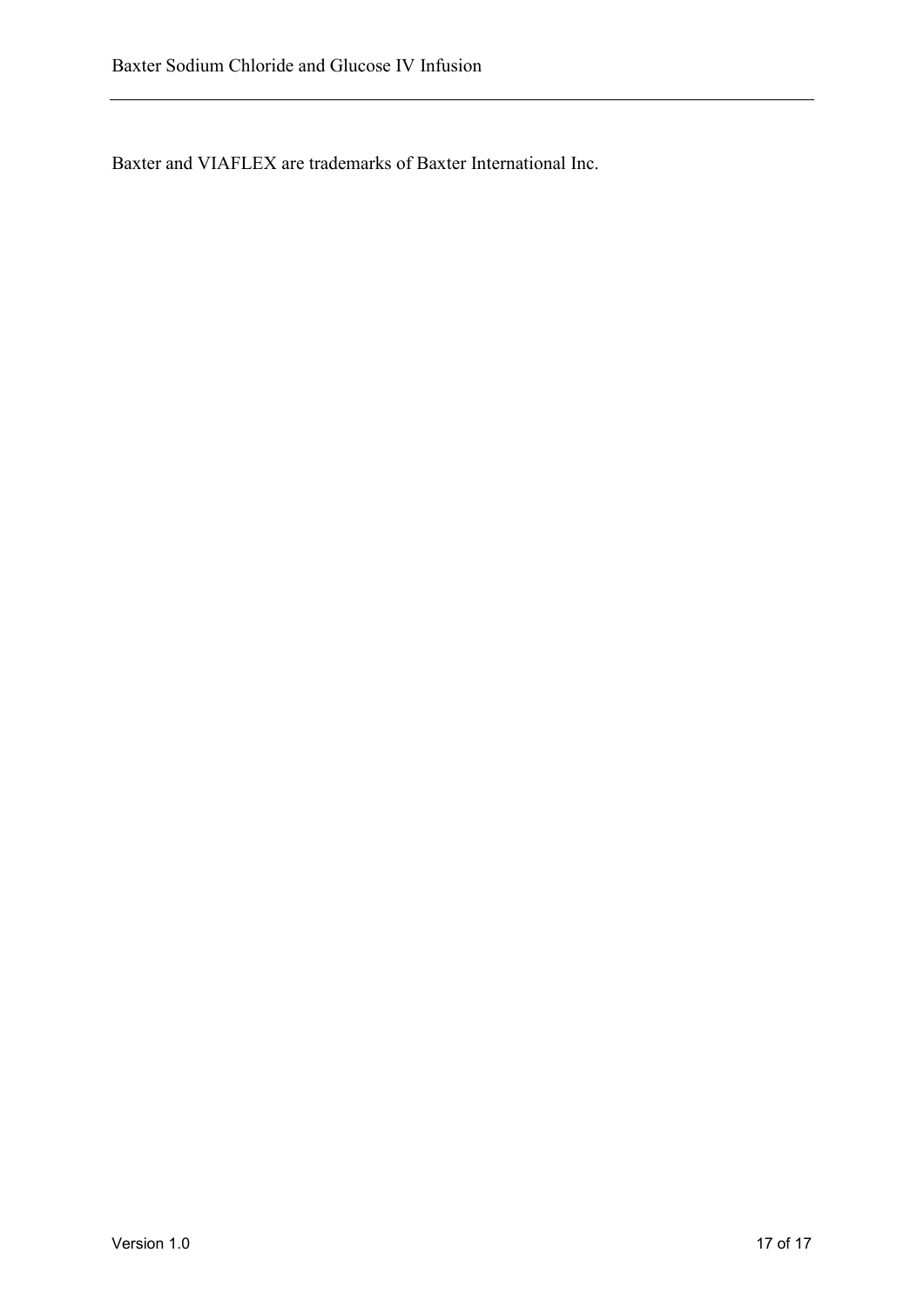Baxter and VIAFLEX are trademarks of Baxter International Inc.